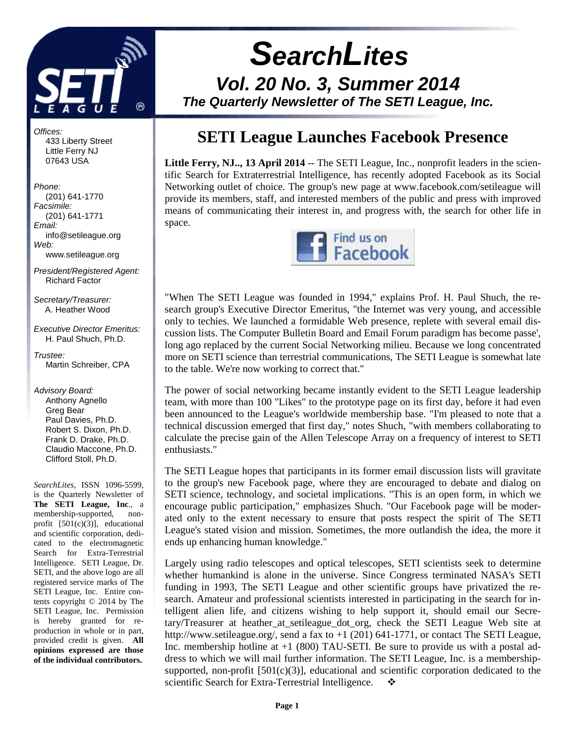# SearchLites

## Vol. 20 No. 3, Summer 2014

**The Quarterly Newsletter of The SETI League, Inc.**

*Offices:*
433 Liberty Street
Little Ferry NJ
07643 USA

*Phone:*
(201) 641-1770
*Facsimile:*
(201) 641-1771
*Email:*
info@setileague.org
*Web:*
www.setileague.org

*President/Registered Agent:*
Richard Factor

*Secretary/Treasurer:*
A. Heather Wood

*Executive Director Emeritus:*
H. Paul Shuch, Ph.D.

*Trustee:*
Martin Schreiber, CPA

*Advisory Board:*
Anthony Agnello
Greg Bear
Paul Davies, Ph.D.
Robert S. Dixon, Ph.D.
Frank D. Drake, Ph.D.
Claudio Maccone, Ph.D.
Clifford Stoll, Ph.D.

*SearchLites*, ISSN 1096-5599, is the Quarterly Newsletter of **The SETI League, Inc**., a membership-supported, non-profit [501(c)(3)], educational and scientific corporation, dedicated to the electromagnetic Search for Extra-Terrestrial Intelligence. SETI League, Dr. SETI, and the above logo are all registered service marks of The SETI League, Inc. Entire contents copyright © 2014 by The SETI League, Inc. Permission is hereby granted for reproduction in whole or in part, provided credit is given. **All opinions expressed are those of the individual contributors.**

## SETI League Launches Facebook Presence

**Little Ferry, NJ.., 13 April 2014** -- The SETI League, Inc., nonprofit leaders in the scientific Search for Extraterrestrial Intelligence, has recently adopted Facebook as its Social Networking outlet of choice. The group's new page at www.facebook.com/setileague will provide its members, staff, and interested members of the public and press with improved means of communicating their interest in, and progress with, the search for other life in space.

Find us on Facebook

"When The SETI League was founded in 1994," explains Prof. H. Paul Shuch, the research group's Executive Director Emeritus, "the Internet was very young, and accessible only to techies. We launched a formidable Web presence, replete with several email discussion lists. The Computer Bulletin Board and Email Forum paradigm has become passe', long ago replaced by the current Social Networking milieu. Because we long concentrated more on SETI science than terrestrial communications, The SETI League is somewhat late to the table. We're now working to correct that."

The power of social networking became instantly evident to the SETI League leadership team, with more than 100 "Likes" to the prototype page on its first day, before it had even been announced to the League's worldwide membership base. "I'm pleased to note that a technical discussion emerged that first day," notes Shuch, "with members collaborating to calculate the precise gain of the Allen Telescope Array on a frequency of interest to SETI enthusiasts."

The SETI League hopes that participants in its former email discussion lists will gravitate to the group's new Facebook page, where they are encouraged to debate and dialog on SETI science, technology, and societal implications. "This is an open form, in which we encourage public participation," emphasizes Shuch. "Our Facebook page will be moderated only to the extent necessary to ensure that posts respect the spirit of The SETI League's stated vision and mission. Sometimes, the more outlandish the idea, the more it ends up enhancing human knowledge."

Largely using radio telescopes and optical telescopes, SETI scientists seek to determine whether humankind is alone in the universe. Since Congress terminated NASA's SETI funding in 1993, The SETI League and other scientific groups have privatized the research. Amateur and professional scientists interested in participating in the search for intelligent alien life, and citizens wishing to help support it, should email our Secretary/Treasurer at heather_at_setileague_dot_org, check the SETI League Web site at http://www.setileague.org/, send a fax to +1 (201) 641-1771, or contact The SETI League, Inc. membership hotline at +1 (800) TAU-SETI. Be sure to provide us with a postal address to which we will mail further information. The SETI League, Inc. is a membership-supported, non-profit [501(c)(3)], educational and scientific corporation dedicated to the scientific Search for Extra-Terrestrial Intelligence. ❖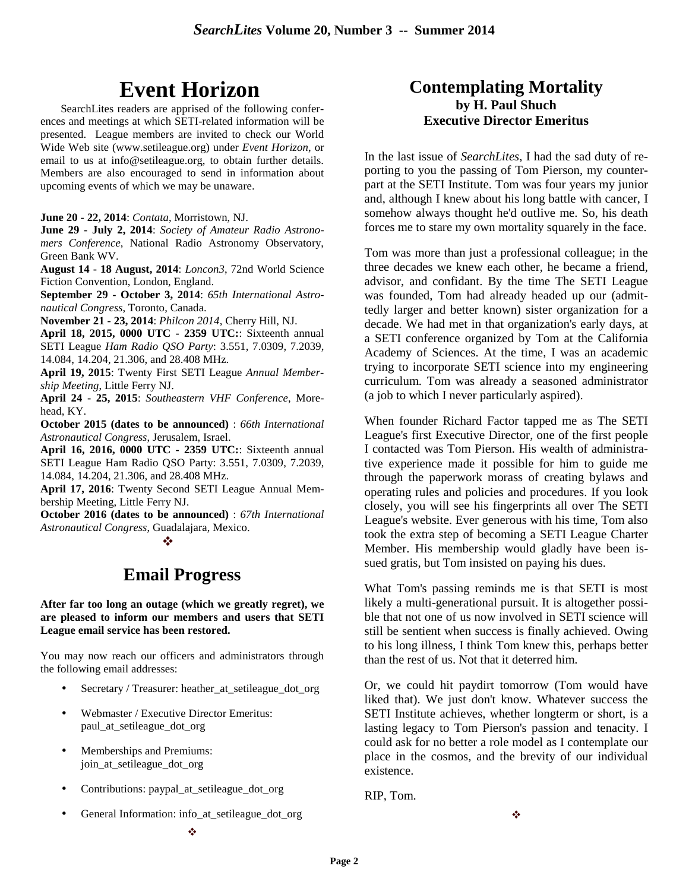# Event Horizon

SearchLites readers are apprised of the following conferences and meetings at which SETI-related information will be presented. League members are invited to check our World Wide Web site (www.setileague.org) under *Event Horizon*, or email to us at info@setileague.org, to obtain further details. Members are also encouraged to send in information about upcoming events of which we may be unaware.

**June 20 - 22, 2014**: *Contata*, Morristown, NJ.
**June 29 - July 2, 2014**: *Society of Amateur Radio Astronomers Conference*, National Radio Astronomy Observatory, Green Bank WV.
**August 14 - 18 August, 2014**: *Loncon3*, 72nd World Science Fiction Convention, London, England.
**September 29 - October 3, 2014**: *65th International Astronautical Congress*, Toronto, Canada.
**November 21 - 23, 2014**: *Philcon 2014*, Cherry Hill, NJ.
**April 18, 2015, 0000 UTC - 2359 UTC:**: Sixteenth annual SETI League *Ham Radio QSO Party*: 3.551, 7.0309, 7.2039, 14.084, 14.204, 21.306, and 28.408 MHz.
**April 19, 2015**: Twenty First SETI League *Annual Membership Meeting*, Little Ferry NJ.
**April 24 - 25, 2015**: *Southeastern VHF Conference*, Morehead, KY.
**October 2015 (dates to be announced)** : *66th International Astronautical Congress*, Jerusalem, Israel.
**April 16, 2016, 0000 UTC - 2359 UTC:**: Sixteenth annual SETI League Ham Radio QSO Party: 3.551, 7.0309, 7.2039, 14.084, 14.204, 21.306, and 28.408 MHz.
**April 17, 2016**: Twenty Second SETI League Annual Membership Meeting, Little Ferry NJ.
**October 2016 (dates to be announced)** : *67th International Astronautical Congress*, Guadalajara, Mexico.

❖

# Email Progress

**After far too long an outage (which we greatly regret), we are pleased to inform our members and users that SETI League email service has been restored.**

You may now reach our officers and administrators through the following email addresses:

- Secretary / Treasurer: heather_at_setileague_dot_org
- Webmaster / Executive Director Emeritus: paul_at_setileague_dot_org
- Memberships and Premiums: join_at_setileague_dot_org
- Contributions: paypal_at_setileague_dot_org
- General Information: info_at_setileague_dot_org

❖

# Contemplating Mortality

**by H. Paul Shuch**
**Executive Director Emeritus**

In the last issue of *SearchLites*, I had the sad duty of reporting to you the passing of Tom Pierson, my counterpart at the SETI Institute. Tom was four years my junior and, although I knew about his long battle with cancer, I somehow always thought he'd outlive me. So, his death forces me to stare my own mortality squarely in the face.

Tom was more than just a professional colleague; in the three decades we knew each other, he became a friend, advisor, and confidant. By the time The SETI League was founded, Tom had already headed up our (admittedly larger and better known) sister organization for a decade. We had met in that organization's early days, at a SETI conference organized by Tom at the California Academy of Sciences. At the time, I was an academic trying to incorporate SETI science into my engineering curriculum. Tom was already a seasoned administrator (a job to which I never particularly aspired).

When founder Richard Factor tapped me as The SETI League's first Executive Director, one of the first people I contacted was Tom Pierson. His wealth of administrative experience made it possible for him to guide me through the paperwork morass of creating bylaws and operating rules and policies and procedures. If you look closely, you will see his fingerprints all over The SETI League's website. Ever generous with his time, Tom also took the extra step of becoming a SETI League Charter Member. His membership would gladly have been issued gratis, but Tom insisted on paying his dues.

What Tom's passing reminds me is that SETI is most likely a multi-generational pursuit. It is altogether possible that not one of us now involved in SETI science will still be sentient when success is finally achieved. Owing to his long illness, I think Tom knew this, perhaps better than the rest of us. Not that it deterred him.

Or, we could hit paydirt tomorrow (Tom would have liked that). We just don't know. Whatever success the SETI Institute achieves, whether longterm or short, is a lasting legacy to Tom Pierson's passion and tenacity. I could ask for no better a role model as I contemplate our place in the cosmos, and the brevity of our individual existence.

RIP, Tom.

❖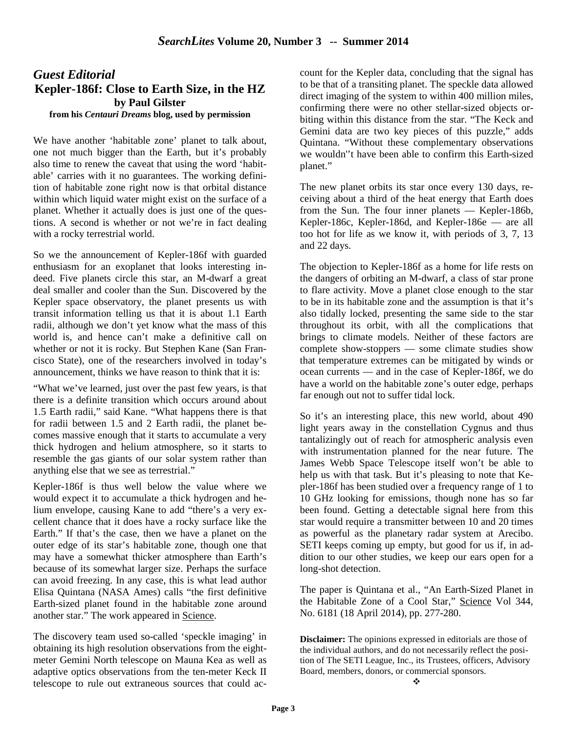## *Guest Editorial*

## Kepler-186f: Close to Earth Size, in the HZ

### by Paul Gilster

**from his *Centauri Dreams* blog, used by permission**

We have another 'habitable zone' planet to talk about, one not much bigger than the Earth, but it's probably also time to renew the caveat that using the word 'habitable' carries with it no guarantees. The working definition of habitable zone right now is that orbital distance within which liquid water might exist on the surface of a planet. Whether it actually does is just one of the questions. A second is whether or not we're in fact dealing with a rocky terrestrial world.

So we the announcement of Kepler-186f with guarded enthusiasm for an exoplanet that looks interesting indeed. Five planets circle this star, an M-dwarf a great deal smaller and cooler than the Sun. Discovered by the Kepler space observatory, the planet presents us with transit information telling us that it is about 1.1 Earth radii, although we don't yet know what the mass of this world is, and hence can't make a definitive call on whether or not it is rocky. But Stephen Kane (San Francisco State), one of the researchers involved in today's announcement, thinks we have reason to think that it is:

"What we've learned, just over the past few years, is that there is a definite transition which occurs around about 1.5 Earth radii," said Kane. "What happens there is that for radii between 1.5 and 2 Earth radii, the planet becomes massive enough that it starts to accumulate a very thick hydrogen and helium atmosphere, so it starts to resemble the gas giants of our solar system rather than anything else that we see as terrestrial."

Kepler-186f is thus well below the value where we would expect it to accumulate a thick hydrogen and helium envelope, causing Kane to add "there's a very excellent chance that it does have a rocky surface like the Earth." If that's the case, then we have a planet on the outer edge of its star's habitable zone, though one that may have a somewhat thicker atmosphere than Earth's because of its somewhat larger size. Perhaps the surface can avoid freezing. In any case, this is what lead author Elisa Quintana (NASA Ames) calls "the first definitive Earth-sized planet found in the habitable zone around another star." The work appeared in Science.

The discovery team used so-called 'speckle imaging' in obtaining its high resolution observations from the eight-meter Gemini North telescope on Mauna Kea as well as adaptive optics observations from the ten-meter Keck II telescope to rule out extraneous sources that could account for the Kepler data, concluding that the signal has to be that of a transiting planet. The speckle data allowed direct imaging of the system to within 400 million miles, confirming there were no other stellar-sized objects orbiting within this distance from the star. "The Keck and Gemini data are two key pieces of this puzzle," adds Quintana. "Without these complementary observations we wouldn''t have been able to confirm this Earth-sized planet."

The new planet orbits its star once every 130 days, receiving about a third of the heat energy that Earth does from the Sun. The four inner planets — Kepler-186b, Kepler-186c, Kepler-186d, and Kepler-186e — are all too hot for life as we know it, with periods of 3, 7, 13 and 22 days.

The objection to Kepler-186f as a home for life rests on the dangers of orbiting an M-dwarf, a class of star prone to flare activity. Move a planet close enough to the star to be in its habitable zone and the assumption is that it's also tidally locked, presenting the same side to the star throughout its orbit, with all the complications that brings to climate models. Neither of these factors are complete show-stoppers — some climate studies show that temperature extremes can be mitigated by winds or ocean currents — and in the case of Kepler-186f, we do have a world on the habitable zone's outer edge, perhaps far enough out not to suffer tidal lock.

So it's an interesting place, this new world, about 490 light years away in the constellation Cygnus and thus tantalizingly out of reach for atmospheric analysis even with instrumentation planned for the near future. The James Webb Space Telescope itself won't be able to help us with that task. But it's pleasing to note that Kepler-186f has been studied over a frequency range of 1 to 10 GHz looking for emissions, though none has so far been found. Getting a detectable signal here from this star would require a transmitter between 10 and 20 times as powerful as the planetary radar system at Arecibo. SETI keeps coming up empty, but good for us if, in addition to our other studies, we keep our ears open for a long-shot detection.

The paper is Quintana et al., "An Earth-Sized Planet in the Habitable Zone of a Cool Star," Science Vol 344, No. 6181 (18 April 2014), pp. 277-280.

**Disclaimer:** The opinions expressed in editorials are those of the individual authors, and do not necessarily reflect the position of The SETI League, Inc., its Trustees, officers, Advisory Board, members, donors, or commercial sponsors.

❖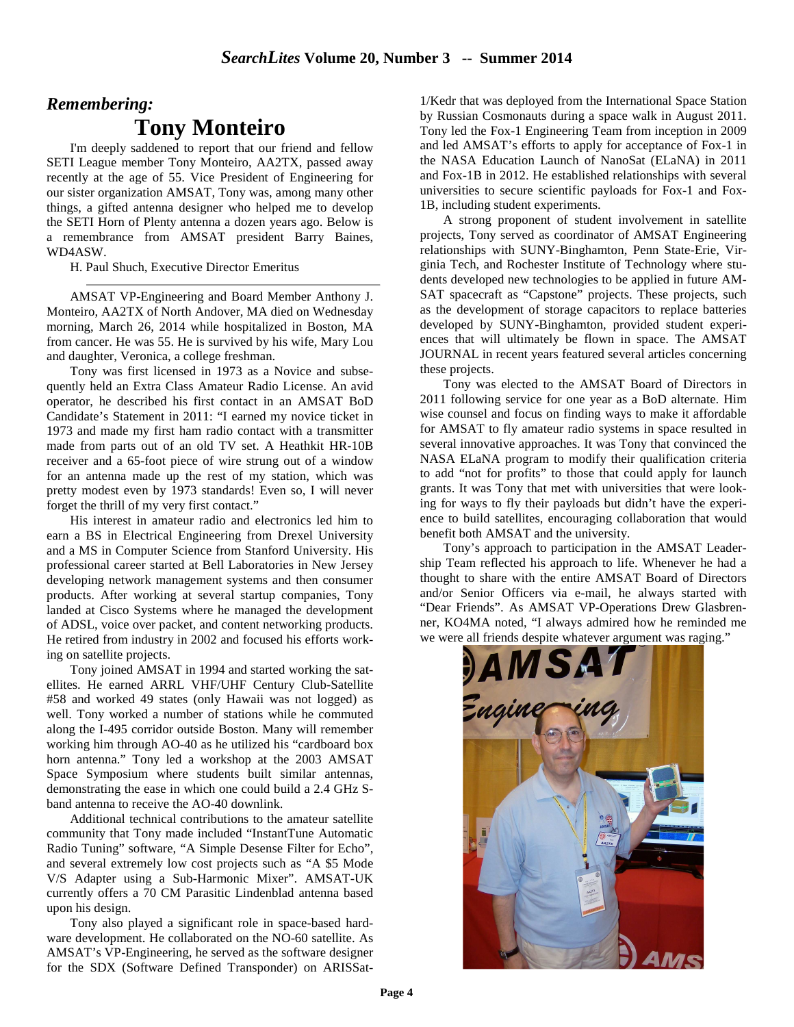## *Remembering:*

# Tony Monteiro

I'm deeply saddened to report that our friend and fellow SETI League member Tony Monteiro, AA2TX, passed away recently at the age of 55. Vice President of Engineering for our sister organization AMSAT, Tony was, among many other things, a gifted antenna designer who helped me to develop the SETI Horn of Plenty antenna a dozen years ago. Below is a remembrance from AMSAT president Barry Baines, WD4ASW.

H. Paul Shuch, Executive Director Emeritus

---

AMSAT VP-Engineering and Board Member Anthony J. Monteiro, AA2TX of North Andover, MA died on Wednesday morning, March 26, 2014 while hospitalized in Boston, MA from cancer. He was 55. He is survived by his wife, Mary Lou and daughter, Veronica, a college freshman.

Tony was first licensed in 1973 as a Novice and subsequently held an Extra Class Amateur Radio License. An avid operator, he described his first contact in an AMSAT BoD Candidate's Statement in 2011: "I earned my novice ticket in 1973 and made my first ham radio contact with a transmitter made from parts out of an old TV set. A Heathkit HR-10B receiver and a 65-foot piece of wire strung out of a window for an antenna made up the rest of my station, which was pretty modest even by 1973 standards! Even so, I will never forget the thrill of my very first contact."

His interest in amateur radio and electronics led him to earn a BS in Electrical Engineering from Drexel University and a MS in Computer Science from Stanford University. His professional career started at Bell Laboratories in New Jersey developing network management systems and then consumer products. After working at several startup companies, Tony landed at Cisco Systems where he managed the development of ADSL, voice over packet, and content networking products. He retired from industry in 2002 and focused his efforts working on satellite projects.

Tony joined AMSAT in 1994 and started working the satellites. He earned ARRL VHF/UHF Century Club-Satellite #58 and worked 49 states (only Hawaii was not logged) as well. Tony worked a number of stations while he commuted along the I-495 corridor outside Boston. Many will remember working him through AO-40 as he utilized his "cardboard box horn antenna." Tony led a workshop at the 2003 AMSAT Space Symposium where students built similar antennas, demonstrating the ease in which one could build a 2.4 GHz S-band antenna to receive the AO-40 downlink.

Additional technical contributions to the amateur satellite community that Tony made included "InstantTune Automatic Radio Tuning" software, "A Simple Desense Filter for Echo", and several extremely low cost projects such as "A $5 Mode V/S Adapter using a Sub-Harmonic Mixer". AMSAT-UK currently offers a 70 CM Parasitic Lindenblad antenna based upon his design.

Tony also played a significant role in space-based hardware development. He collaborated on the NO-60 satellite. As AMSAT's VP-Engineering, he served as the software designer for the SDX (Software Defined Transponder) on ARISSat-1/Kedr that was deployed from the International Space Station by Russian Cosmonauts during a space walk in August 2011. Tony led the Fox-1 Engineering Team from inception in 2009 and led AMSAT's efforts to apply for acceptance of Fox-1 in the NASA Education Launch of NanoSat (ELaNA) in 2011 and Fox-1B in 2012. He established relationships with several universities to secure scientific payloads for Fox-1 and Fox-1B, including student experiments.

A strong proponent of student involvement in satellite projects, Tony served as coordinator of AMSAT Engineering relationships with SUNY-Binghamton, Penn State-Erie, Virginia Tech, and Rochester Institute of Technology where students developed new technologies to be applied in future AMSAT spacecraft as "Capstone" projects. These projects, such as the development of storage capacitors to replace batteries developed by SUNY-Binghamton, provided student experiences that will ultimately be flown in space. The AMSAT JOURNAL in recent years featured several articles concerning these projects.

Tony was elected to the AMSAT Board of Directors in 2011 following service for one year as a BoD alternate. Him wise counsel and focus on finding ways to make it affordable for AMSAT to fly amateur radio systems in space resulted in several innovative approaches. It was Tony that convinced the NASA ELaNA program to modify their qualification criteria to add "not for profits" to those that could apply for launch grants. It was Tony that met with universities that were looking for ways to fly their payloads but didn't have the experience to build satellites, encouraging collaboration that would benefit both AMSAT and the university.

Tony's approach to participation in the AMSAT Leadership Team reflected his approach to life. Whenever he had a thought to share with the entire AMSAT Board of Directors and/or Senior Officers via e-mail, he always started with "Dear Friends". As AMSAT VP-Operations Drew Glasbrenner, KO4MA noted, "I always admired how he reminded me we were all friends despite whatever argument was raging."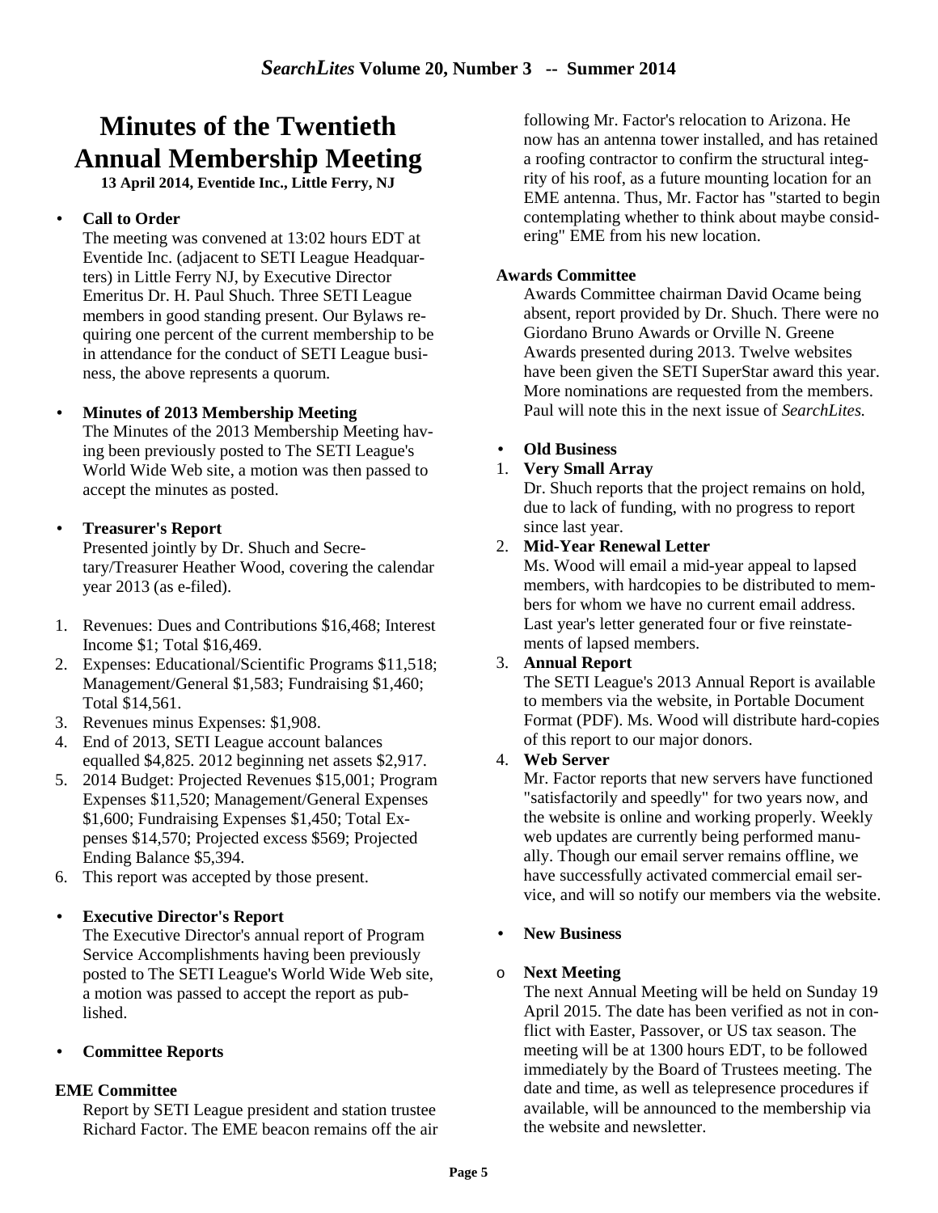# Minutes of the Twentieth Annual Membership Meeting

**13 April 2014, Eventide Inc., Little Ferry, NJ**

- **Call to Order**

  The meeting was convened at 13:02 hours EDT at Eventide Inc. (adjacent to SETI League Headquarters) in Little Ferry NJ, by Executive Director Emeritus Dr. H. Paul Shuch. Three SETI League members in good standing present. Our Bylaws requiring one percent of the current membership to be in attendance for the conduct of SETI League business, the above represents a quorum.

- **Minutes of 2013 Membership Meeting**

  The Minutes of the 2013 Membership Meeting having been previously posted to The SETI League's World Wide Web site, a motion was then passed to accept the minutes as posted.

- **Treasurer's Report**

  Presented jointly by Dr. Shuch and Secretary/Treasurer Heather Wood, covering the calendar year 2013 (as e-filed).

1. Revenues: Dues and Contributions $16,468; Interest Income $1; Total $16,469.
2. Expenses: Educational/Scientific Programs $11,518; Management/General $1,583; Fundraising $1,460; Total $14,561.
3. Revenues minus Expenses: $1,908.
4. End of 2013, SETI League account balances equalled $4,825. 2012 beginning net assets $2,917.
5. 2014 Budget: Projected Revenues $15,001; Program Expenses $11,520; Management/General Expenses $1,600; Fundraising Expenses $1,450; Total Expenses $14,570; Projected excess $569; Projected Ending Balance $5,394.
6. This report was accepted by those present.

- **Executive Director's Report**

  The Executive Director's annual report of Program Service Accomplishments having been previously posted to The SETI League's World Wide Web site, a motion was passed to accept the report as published.

- **Committee Reports**

**EME Committee**

Report by SETI League president and station trustee Richard Factor. The EME beacon remains off the air following Mr. Factor's relocation to Arizona. He now has an antenna tower installed, and has retained a roofing contractor to confirm the structural integrity of his roof, as a future mounting location for an EME antenna. Thus, Mr. Factor has "started to begin contemplating whether to think about maybe considering" EME from his new location.

**Awards Committee**

Awards Committee chairman David Ocame being absent, report provided by Dr. Shuch. There were no Giordano Bruno Awards or Orville N. Greene Awards presented during 2013. Twelve websites have been given the SETI SuperStar award this year. More nominations are requested from the members. Paul will note this in the next issue of *SearchLites.*

- **Old Business**

1. **Very Small Array**

   Dr. Shuch reports that the project remains on hold, due to lack of funding, with no progress to report since last year.

2. **Mid-Year Renewal Letter**

   Ms. Wood will email a mid-year appeal to lapsed members, with hardcopies to be distributed to members for whom we have no current email address. Last year's letter generated four or five reinstatements of lapsed members.

3. **Annual Report**

   The SETI League's 2013 Annual Report is available to members via the website, in Portable Document Format (PDF). Ms. Wood will distribute hard-copies of this report to our major donors.

4. **Web Server**

   Mr. Factor reports that new servers have functioned "satisfactorily and speedly" for two years now, and the website is online and working properly. Weekly web updates are currently being performed manually. Though our email server remains offline, we have successfully activated commercial email service, and will so notify our members via the website.

- **New Business**

  - **Next Meeting**

    The next Annual Meeting will be held on Sunday 19 April 2015. The date has been verified as not in conflict with Easter, Passover, or US tax season. The meeting will be at 1300 hours EDT, to be followed immediately by the Board of Trustees meeting. The date and time, as well as telepresence procedures if available, will be announced to the membership via the website and newsletter.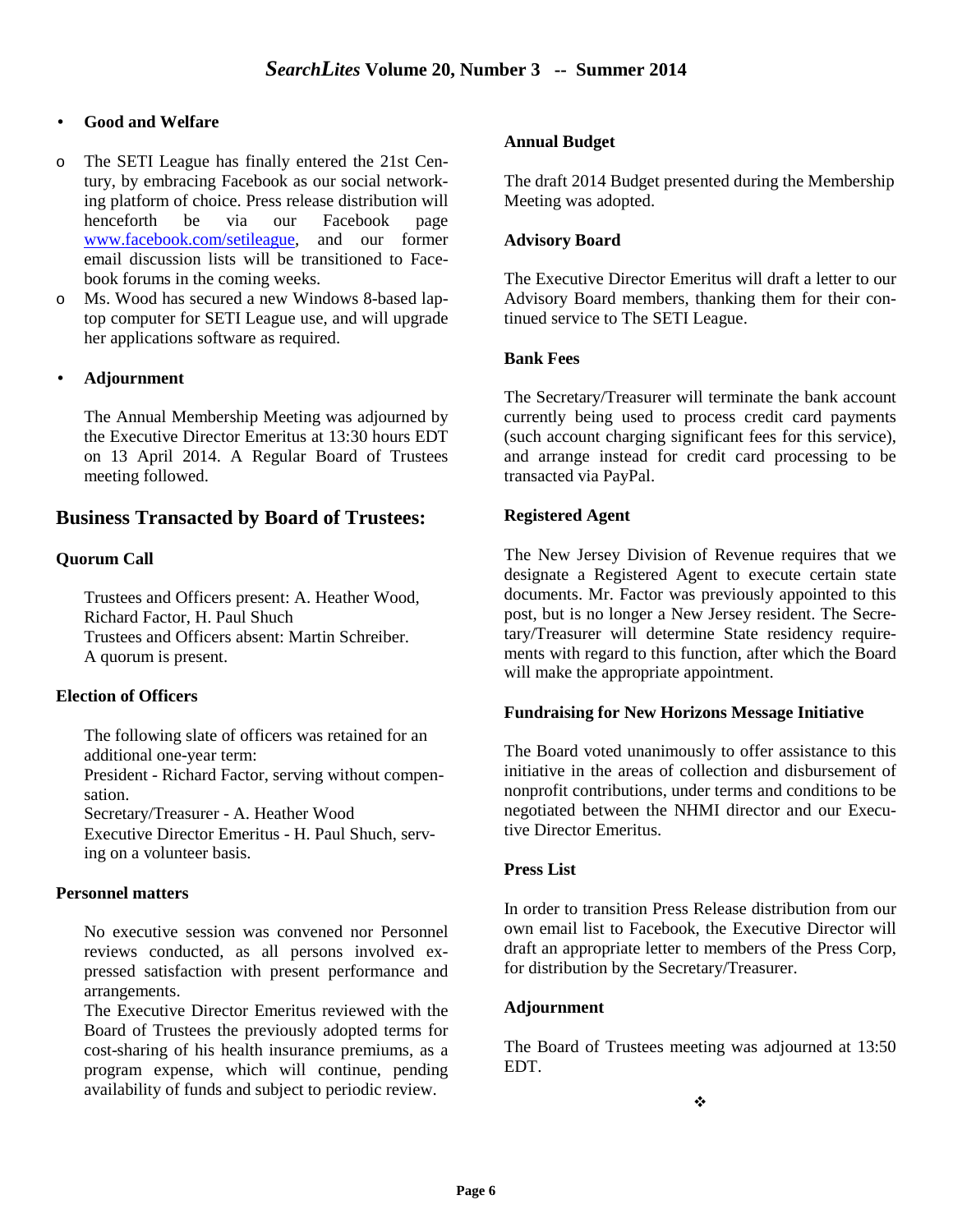- **Good and Welfare**

  - The SETI League has finally entered the 21st Century, by embracing Facebook as our social networking platform of choice. Press release distribution will henceforth be via our Facebook page www.facebook.com/setileague, and our former email discussion lists will be transitioned to Facebook forums in the coming weeks.
  - Ms. Wood has secured a new Windows 8-based laptop computer for SETI League use, and will upgrade her applications software as required.

- **Adjournment**

  The Annual Membership Meeting was adjourned by the Executive Director Emeritus at 13:30 hours EDT on 13 April 2014. A Regular Board of Trustees meeting followed.

## Business Transacted by Board of Trustees:

**Quorum Call**

Trustees and Officers present: A. Heather Wood, Richard Factor, H. Paul Shuch
Trustees and Officers absent: Martin Schreiber.
A quorum is present.

**Election of Officers**

The following slate of officers was retained for an additional one-year term:
President - Richard Factor, serving without compensation.
Secretary/Treasurer - A. Heather Wood
Executive Director Emeritus - H. Paul Shuch, serving on a volunteer basis.

**Personnel matters**

No executive session was convened nor Personnel reviews conducted, as all persons involved expressed satisfaction with present performance and arrangements.
The Executive Director Emeritus reviewed with the Board of Trustees the previously adopted terms for cost-sharing of his health insurance premiums, as a program expense, which will continue, pending availability of funds and subject to periodic review.

**Annual Budget**

The draft 2014 Budget presented during the Membership Meeting was adopted.

**Advisory Board**

The Executive Director Emeritus will draft a letter to our Advisory Board members, thanking them for their continued service to The SETI League.

**Bank Fees**

The Secretary/Treasurer will terminate the bank account currently being used to process credit card payments (such account charging significant fees for this service), and arrange instead for credit card processing to be transacted via PayPal.

**Registered Agent**

The New Jersey Division of Revenue requires that we designate a Registered Agent to execute certain state documents. Mr. Factor was previously appointed to this post, but is no longer a New Jersey resident. The Secretary/Treasurer will determine State residency requirements with regard to this function, after which the Board will make the appropriate appointment.

**Fundraising for New Horizons Message Initiative**

The Board voted unanimously to offer assistance to this initiative in the areas of collection and disbursement of nonprofit contributions, under terms and conditions to be negotiated between the NHMI director and our Executive Director Emeritus.

**Press List**

In order to transition Press Release distribution from our own email list to Facebook, the Executive Director will draft an appropriate letter to members of the Press Corp, for distribution by the Secretary/Treasurer.

**Adjournment**

The Board of Trustees meeting was adjourned at 13:50 EDT.

❖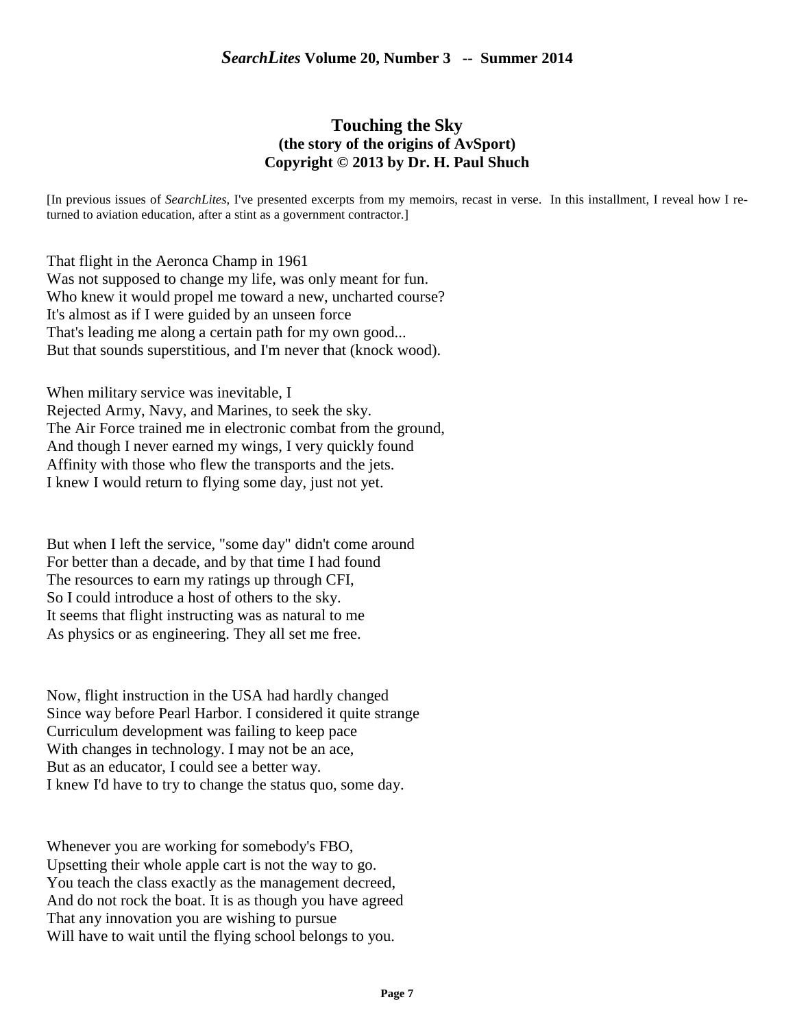## Touching the Sky

**(the story of the origins of AvSport)**

**Copyright © 2013 by Dr. H. Paul Shuch**

[In previous issues of *SearchLites*, I've presented excerpts from my memoirs, recast in verse. In this installment, I reveal how I returned to aviation education, after a stint as a government contractor.]

That flight in the Aeronca Champ in 1961  
Was not supposed to change my life, was only meant for fun.  
Who knew it would propel me toward a new, uncharted course?  
It's almost as if I were guided by an unseen force  
That's leading me along a certain path for my own good...  
But that sounds superstitious, and I'm never that (knock wood).

When military service was inevitable, I  
Rejected Army, Navy, and Marines, to seek the sky.  
The Air Force trained me in electronic combat from the ground,  
And though I never earned my wings, I very quickly found  
Affinity with those who flew the transports and the jets.  
I knew I would return to flying some day, just not yet.

But when I left the service, "some day" didn't come around  
For better than a decade, and by that time I had found  
The resources to earn my ratings up through CFI,  
So I could introduce a host of others to the sky.  
It seems that flight instructing was as natural to me  
As physics or as engineering. They all set me free.

Now, flight instruction in the USA had hardly changed  
Since way before Pearl Harbor. I considered it quite strange  
Curriculum development was failing to keep pace  
With changes in technology. I may not be an ace,  
But as an educator, I could see a better way.  
I knew I'd have to try to change the status quo, some day.

Whenever you are working for somebody's FBO,  
Upsetting their whole apple cart is not the way to go.  
You teach the class exactly as the management decreed,  
And do not rock the boat. It is as though you have agreed  
That any innovation you are wishing to pursue  
Will have to wait until the flying school belongs to you.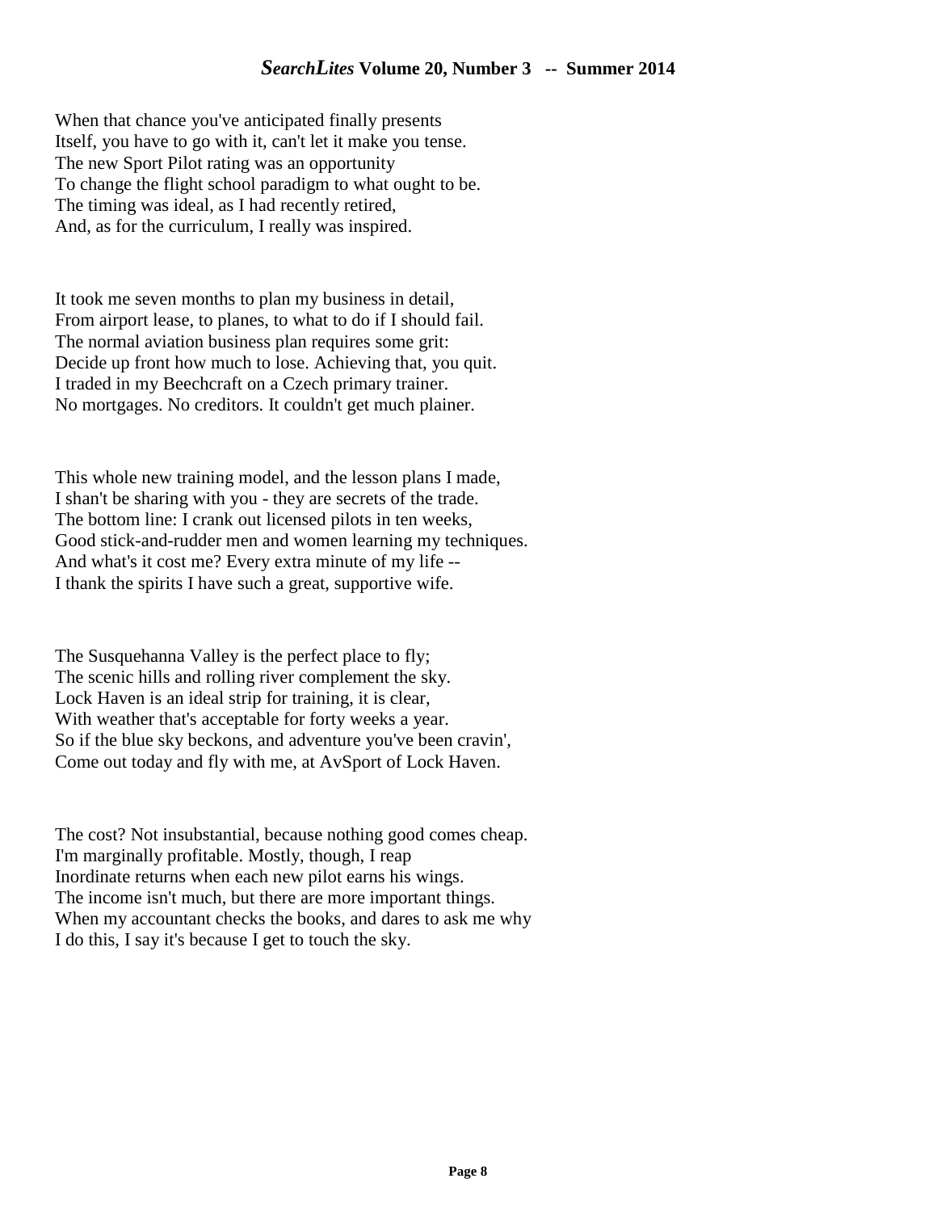When that chance you've anticipated finally presents  
Itself, you have to go with it, can't let it make you tense.  
The new Sport Pilot rating was an opportunity  
To change the flight school paradigm to what ought to be.  
The timing was ideal, as I had recently retired,  
And, as for the curriculum, I really was inspired.

It took me seven months to plan my business in detail,  
From airport lease, to planes, to what to do if I should fail.  
The normal aviation business plan requires some grit:  
Decide up front how much to lose. Achieving that, you quit.  
I traded in my Beechcraft on a Czech primary trainer.  
No mortgages. No creditors. It couldn't get much plainer.

This whole new training model, and the lesson plans I made,  
I shan't be sharing with you - they are secrets of the trade.  
The bottom line: I crank out licensed pilots in ten weeks,  
Good stick-and-rudder men and women learning my techniques.  
And what's it cost me? Every extra minute of my life --  
I thank the spirits I have such a great, supportive wife.

The Susquehanna Valley is the perfect place to fly;  
The scenic hills and rolling river complement the sky.  
Lock Haven is an ideal strip for training, it is clear,  
With weather that's acceptable for forty weeks a year.  
So if the blue sky beckons, and adventure you've been cravin',  
Come out today and fly with me, at AvSport of Lock Haven.

The cost? Not insubstantial, because nothing good comes cheap.  
I'm marginally profitable. Mostly, though, I reap  
Inordinate returns when each new pilot earns his wings.  
The income isn't much, but there are more important things.  
When my accountant checks the books, and dares to ask me why  
I do this, I say it's because I get to touch the sky.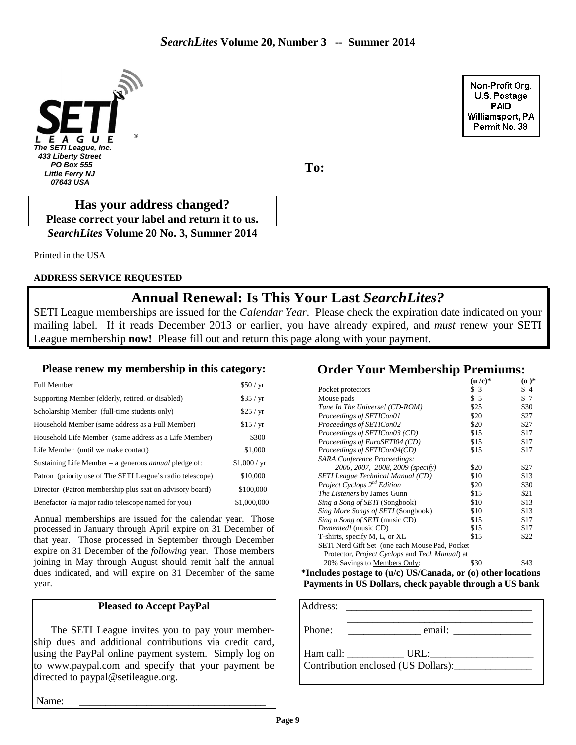## *SearchLites* Volume 20, Number 3 -- Summer 2014

SETI LEAGUE ®

*The SETI League, Inc.*
*433 Liberty Street*
*PO Box 555*
*Little Ferry NJ*
*07643 USA*

Non-Profit Org.
U.S. Postage
PAID
Williamsport, PA
Permit No. 38

**To:**

**Has your address changed?**
**Please correct your label and return it to us.**

***SearchLites* Volume 20 No. 3, Summer 2014**

Printed in the USA

**ADDRESS SERVICE REQUESTED**

# Annual Renewal: Is This Your Last *SearchLites?*

SETI League memberships are issued for the *Calendar Year*. Please check the expiration date indicated on your mailing label. If it reads December 2013 or earlier, you have already expired, and *must* renew your SETI League membership **now!** Please fill out and return this page along with your payment.

### Please renew my membership in this category:

| | |
|---|---|
| Full Member | $50 / yr |
| Supporting Member (elderly, retired, or disabled) | $35 / yr |
| Scholarship Member (full-time students only) | $25 / yr |
| Household Member (same address as a Full Member) | $15 / yr |
| Household Life Member (same address as a Life Member) | $300 |
| Life Member (until we make contact) | $1,000 |
| Sustaining Life Member – a generous *annual* pledge of: | $1,000 / yr |
| Patron (priority use of The SETI League's radio telescope) | $10,000 |
| Director (Patron membership plus seat on advisory board) | $100,000 |
| Benefactor (a major radio telescope named for you) | $1,000,000 |

Annual memberships are issued for the calendar year. Those processed in January through April expire on 31 December of that year. Those processed in September through December expire on 31 December of the *following* year. Those members joining in May through August should remit half the annual dues indicated, and will expire on 31 December of the same year.

**Pleased to Accept PayPal**

The SETI League invites you to pay your membership dues and additional contributions via credit card, using the PayPal online payment system. Simply log on to www.paypal.com and specify that your payment be directed to paypal@setileague.org.

Name: ___________________________________

## Order Your Membership Premiums:

| | (u /c)* | (o )* |
|---|---|---|
| Pocket protectors | $ 3 | $ 4 |
| Mouse pads | $ 5 | $ 7 |
| *Tune In The Universe! (CD-ROM)* | $25 | $30 |
| *Proceedings of SETICon01* | $20 | $27 |
| *Proceedings of SETICon02* | $20 | $27 |
| *Proceedings of SETICon03 (CD)* | $15 | $17 |
| *Proceedings of EuroSETI04 (CD)* | $15 | $17 |
| *Proceedings of SETICon04(CD)* | $15 | $17 |
| *SARA Conference Proceedings: 2006, 2007, 2008, 2009 (specify)* | $20 | $27 |
| *SETI League Technical Manual (CD)* | $10 | $13 |
| *Project Cyclops 2nd Edition* | $20 | $30 |
| *The Listeners* by James Gunn | $15 | $21 |
| *Sing a Song of SETI* (Songbook) | $10 | $13 |
| *Sing More Songs of SETI* (Songbook) | $10 | $13 |
| *Sing a Song of SETI* (music CD) | $15 | $17 |
| *Demented!* (music CD) | $15 | $17 |
| T-shirts, specify M, L, or XL | $15 | $22 |
| SETI Nerd Gift Set (one each Mouse Pad, Pocket Protector, *Project Cyclops* and *Tech Manual*) at 20% Savings to Members Only: | $30 | $43 |

**\*Includes postage to (u/c) US/Canada, or (o) other locations**
**Payments in US Dollars, check payable through a US bank**

Address: ___________________________________
___________________________________

Phone: ______________ email: _______________

Ham call: ___________ URL:____________________

Contribution enclosed (US Dollars):_______________